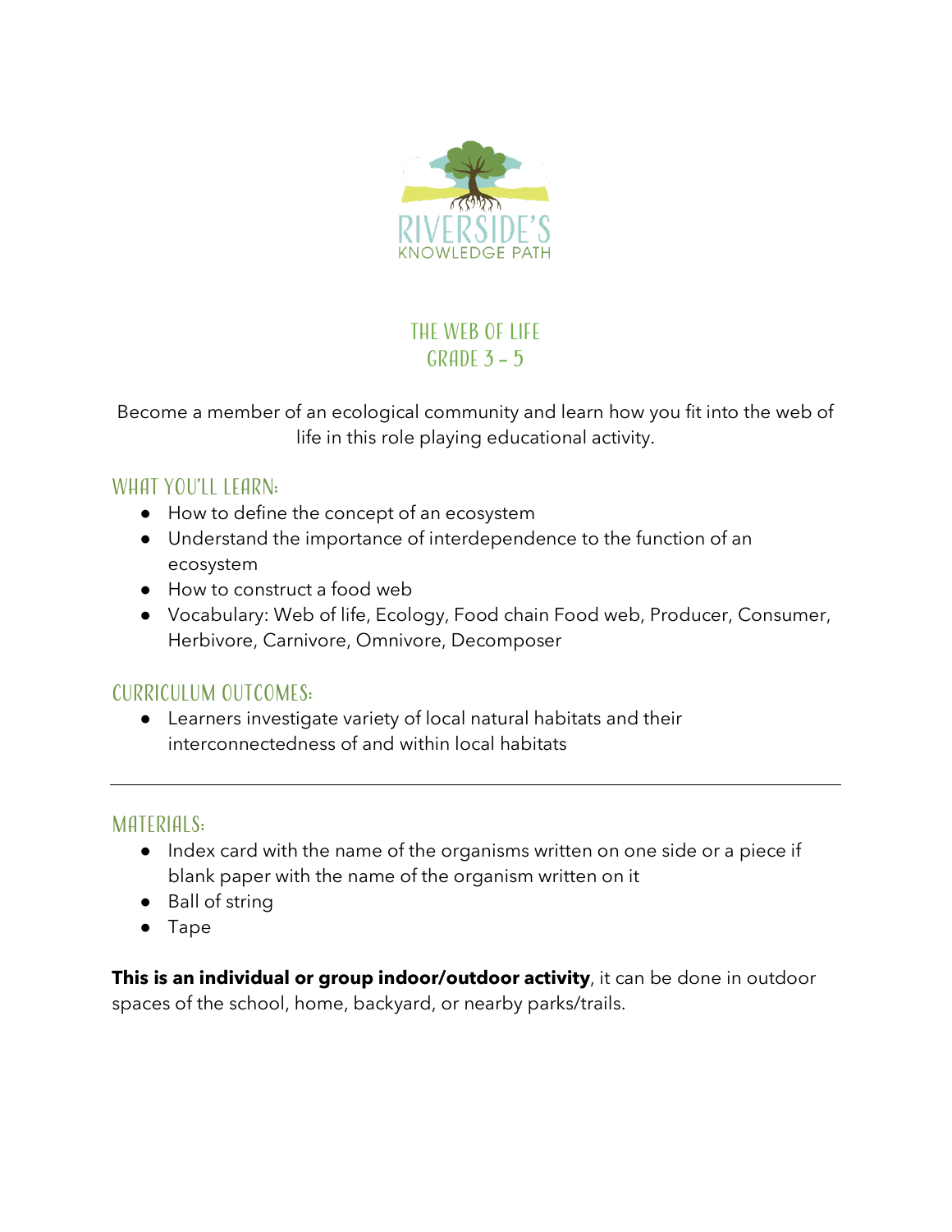RIVERSIDE'S
KNOWLEDGE PATH

# THE WEB OF LIFE
# GRADE 3 – 5

Become a member of an ecological community and learn how you fit into the web of life in this role playing educational activity.

## WHAT YOU'LL LEARN:

- How to define the concept of an ecosystem
- Understand the importance of interdependence to the function of an ecosystem
- How to construct a food web
- Vocabulary: Web of life, Ecology, Food chain Food web, Producer, Consumer, Herbivore, Carnivore, Omnivore, Decomposer

## CURRICULUM OUTCOMES:

- Learners investigate variety of local natural habitats and their interconnectedness of and within local habitats

---

## MATERIALS:

- Index card with the name of the organisms written on one side or a piece if blank paper with the name of the organism written on it
- Ball of string
- Tape

**This is an individual or group indoor/outdoor activity**, it can be done in outdoor spaces of the school, home, backyard, or nearby parks/trails.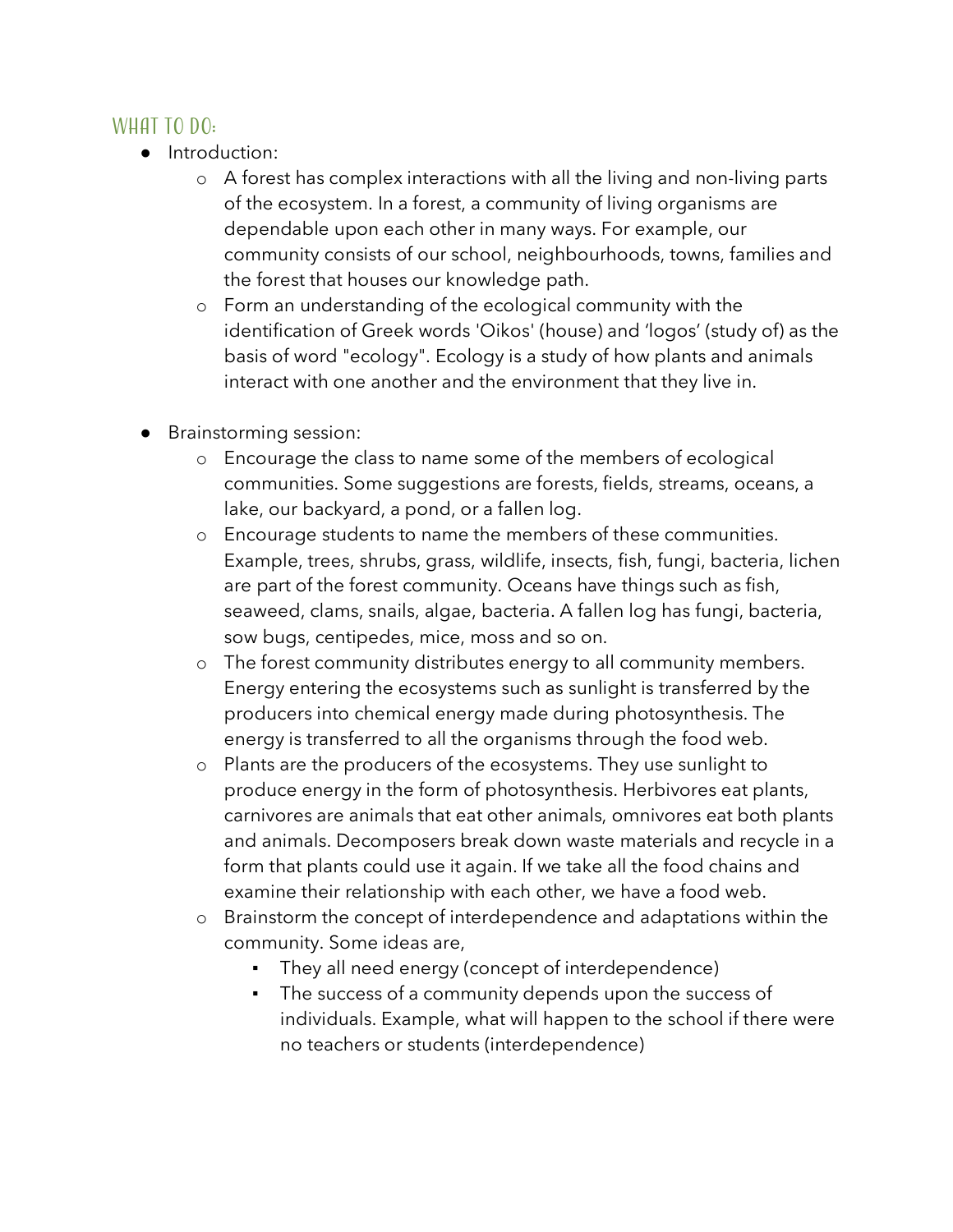## WHAT TO DO:

- Introduction:
  - A forest has complex interactions with all the living and non-living parts of the ecosystem. In a forest, a community of living organisms are dependable upon each other in many ways. For example, our community consists of our school, neighbourhoods, towns, families and the forest that houses our knowledge path.
  - Form an understanding of the ecological community with the identification of Greek words 'Oikos' (house) and 'logos' (study of) as the basis of word "ecology". Ecology is a study of how plants and animals interact with one another and the environment that they live in.

- Brainstorming session:
  - Encourage the class to name some of the members of ecological communities. Some suggestions are forests, fields, streams, oceans, a lake, our backyard, a pond, or a fallen log.
  - Encourage students to name the members of these communities. Example, trees, shrubs, grass, wildlife, insects, fish, fungi, bacteria, lichen are part of the forest community. Oceans have things such as fish, seaweed, clams, snails, algae, bacteria. A fallen log has fungi, bacteria, sow bugs, centipedes, mice, moss and so on.
  - The forest community distributes energy to all community members. Energy entering the ecosystems such as sunlight is transferred by the producers into chemical energy made during photosynthesis. The energy is transferred to all the organisms through the food web.
  - Plants are the producers of the ecosystems. They use sunlight to produce energy in the form of photosynthesis. Herbivores eat plants, carnivores are animals that eat other animals, omnivores eat both plants and animals. Decomposers break down waste materials and recycle in a form that plants could use it again. If we take all the food chains and examine their relationship with each other, we have a food web.
  - Brainstorm the concept of interdependence and adaptations within the community. Some ideas are,
    - They all need energy (concept of interdependence)
    - The success of a community depends upon the success of individuals. Example, what will happen to the school if there were no teachers or students (interdependence)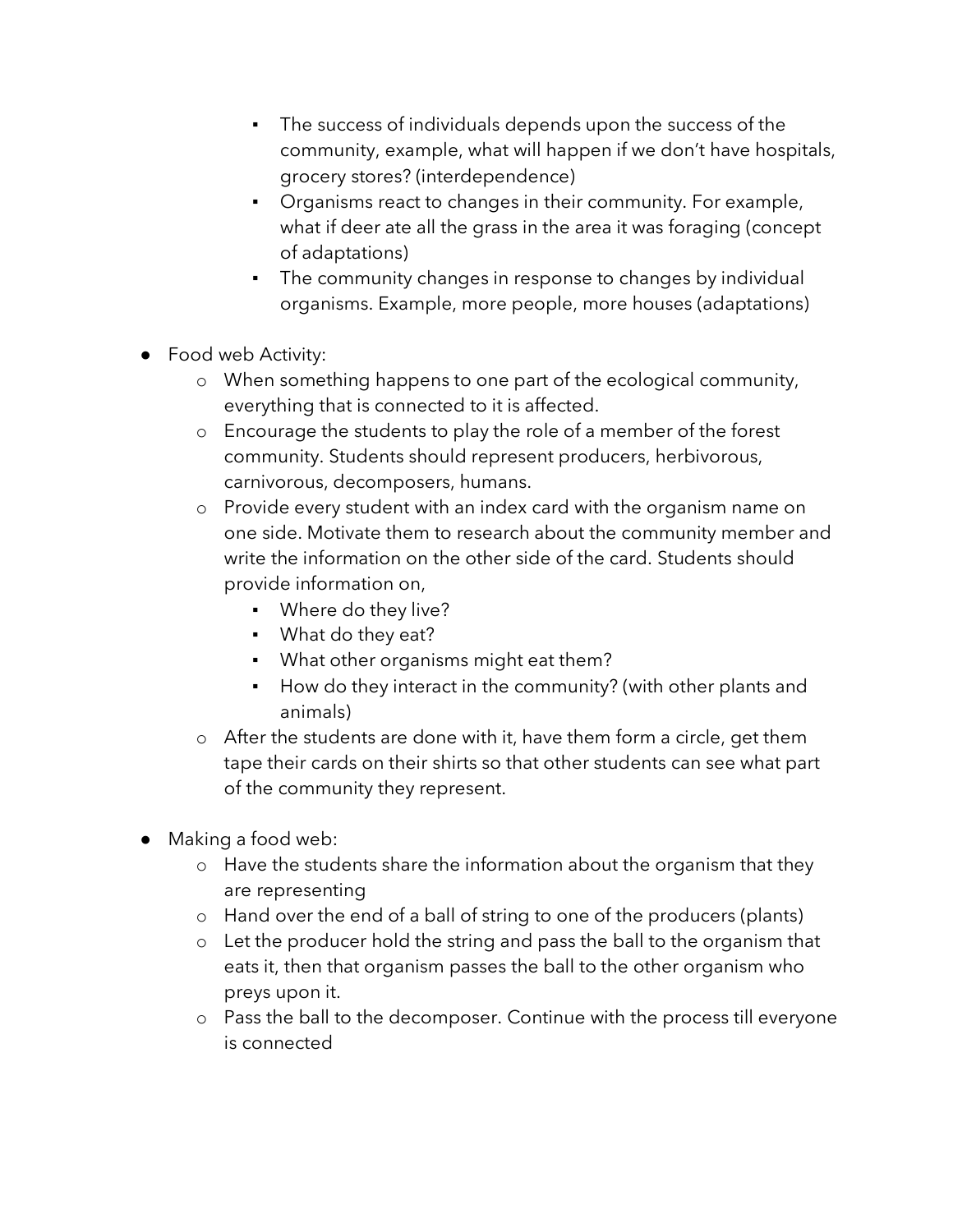- The success of individuals depends upon the success of the community, example, what will happen if we don't have hospitals, grocery stores? (interdependence)
        - Organisms react to changes in their community. For example, what if deer ate all the grass in the area it was foraging (concept of adaptations)
        - The community changes in response to changes by individual organisms. Example, more people, more houses (adaptations)

- Food web Activity:
    - When something happens to one part of the ecological community, everything that is connected to it is affected.
    - Encourage the students to play the role of a member of the forest community. Students should represent producers, herbivorous, carnivorous, decomposers, humans.
    - Provide every student with an index card with the organism name on one side. Motivate them to research about the community member and write the information on the other side of the card. Students should provide information on,
        - Where do they live?
        - What do they eat?
        - What other organisms might eat them?
        - How do they interact in the community? (with other plants and animals)
    - After the students are done with it, have them form a circle, get them tape their cards on their shirts so that other students can see what part of the community they represent.

- Making a food web:
    - Have the students share the information about the organism that they are representing
    - Hand over the end of a ball of string to one of the producers (plants)
    - Let the producer hold the string and pass the ball to the organism that eats it, then that organism passes the ball to the other organism who preys upon it.
    - Pass the ball to the decomposer. Continue with the process till everyone is connected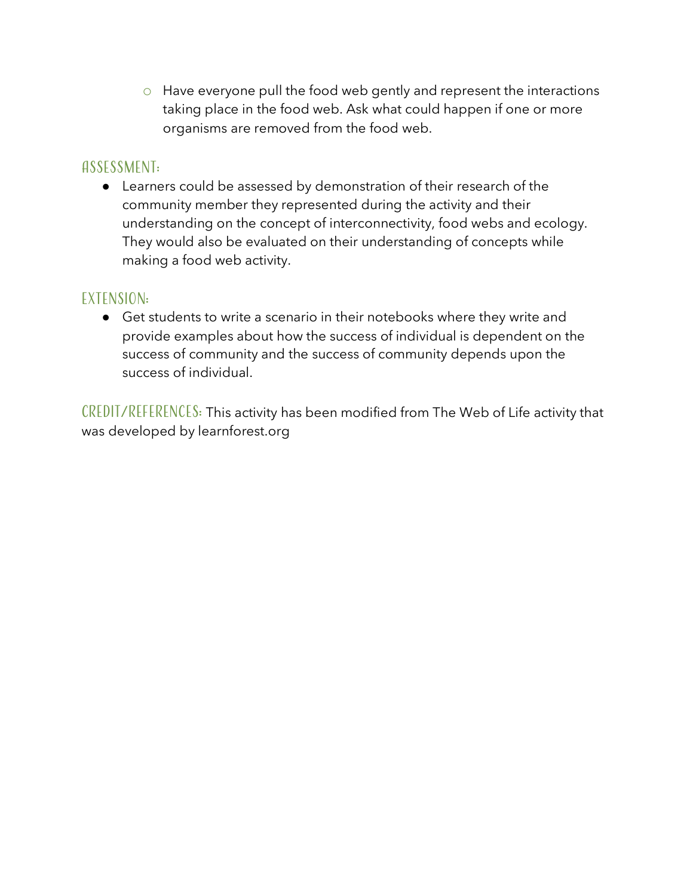- Have everyone pull the food web gently and represent the interactions taking place in the food web. Ask what could happen if one or more organisms are removed from the food web.

## ASSESSMENT:

- Learners could be assessed by demonstration of their research of the community member they represented during the activity and their understanding on the concept of interconnectivity, food webs and ecology. They would also be evaluated on their understanding of concepts while making a food web activity.

## EXTENSION:

- Get students to write a scenario in their notebooks where they write and provide examples about how the success of individual is dependent on the success of community and the success of community depends upon the success of individual.

**CREDIT/REFERENCES:** This activity has been modified from The Web of Life activity that was developed by learnforest.org